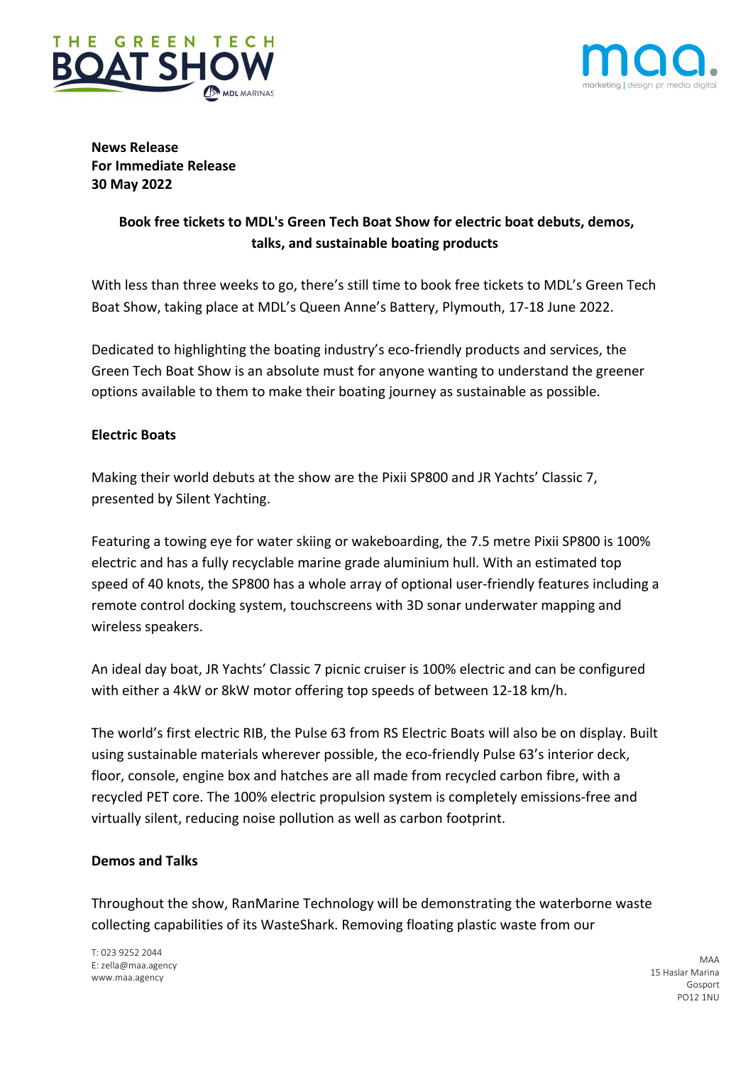**News Release**
**For Immediate Release**
**30 May 2022**

**Book free tickets to MDL's Green Tech Boat Show for electric boat debuts, demos, talks, and sustainable boating products**

With less than three weeks to go, there's still time to book free tickets to MDL's Green Tech Boat Show, taking place at MDL's Queen Anne's Battery, Plymouth, 17-18 June 2022.

Dedicated to highlighting the boating industry's eco-friendly products and services, the Green Tech Boat Show is an absolute must for anyone wanting to understand the greener options available to them to make their boating journey as sustainable as possible.

**Electric Boats**

Making their world debuts at the show are the Pixii SP800 and JR Yachts' Classic 7, presented by Silent Yachting.

Featuring a towing eye for water skiing or wakeboarding, the 7.5 metre Pixii SP800 is 100% electric and has a fully recyclable marine grade aluminium hull. With an estimated top speed of 40 knots, the SP800 has a whole array of optional user-friendly features including a remote control docking system, touchscreens with 3D sonar underwater mapping and wireless speakers.

An ideal day boat, JR Yachts' Classic 7 picnic cruiser is 100% electric and can be configured with either a 4kW or 8kW motor offering top speeds of between 12-18 km/h.

The world's first electric RIB, the Pulse 63 from RS Electric Boats will also be on display. Built using sustainable materials wherever possible, the eco-friendly Pulse 63's interior deck, floor, console, engine box and hatches are all made from recycled carbon fibre, with a recycled PET core. The 100% electric propulsion system is completely emissions-free and virtually silent, reducing noise pollution as well as carbon footprint.

**Demos and Talks**

Throughout the show, RanMarine Technology will be demonstrating the waterborne waste collecting capabilities of its WasteShark. Removing floating plastic waste from our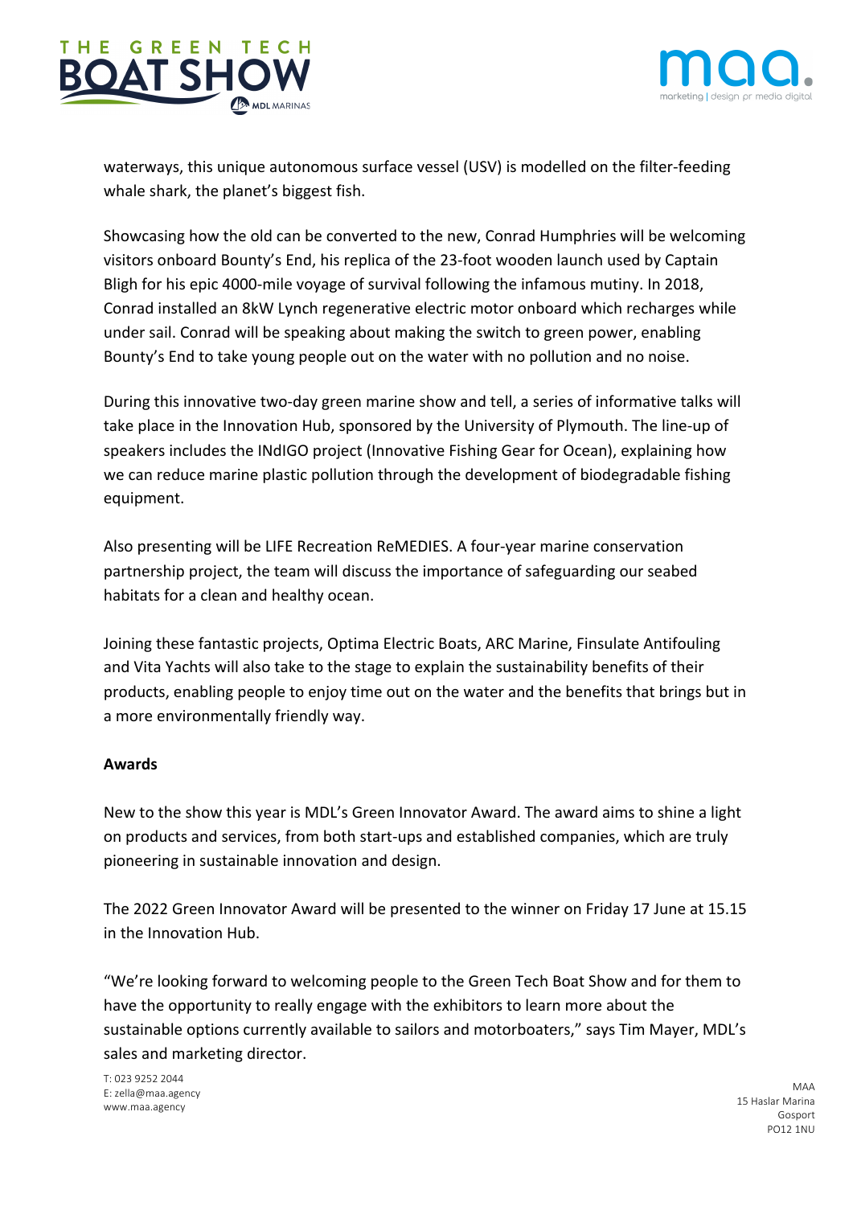waterways, this unique autonomous surface vessel (USV) is modelled on the filter-feeding whale shark, the planet's biggest fish.

Showcasing how the old can be converted to the new, Conrad Humphries will be welcoming visitors onboard Bounty's End, his replica of the 23-foot wooden launch used by Captain Bligh for his epic 4000-mile voyage of survival following the infamous mutiny. In 2018, Conrad installed an 8kW Lynch regenerative electric motor onboard which recharges while under sail. Conrad will be speaking about making the switch to green power, enabling Bounty's End to take young people out on the water with no pollution and no noise.

During this innovative two-day green marine show and tell, a series of informative talks will take place in the Innovation Hub, sponsored by the University of Plymouth. The line-up of speakers includes the INdIGO project (Innovative Fishing Gear for Ocean), explaining how we can reduce marine plastic pollution through the development of biodegradable fishing equipment.

Also presenting will be LIFE Recreation ReMEDIES. A four-year marine conservation partnership project, the team will discuss the importance of safeguarding our seabed habitats for a clean and healthy ocean.

Joining these fantastic projects, Optima Electric Boats, ARC Marine, Finsulate Antifouling and Vita Yachts will also take to the stage to explain the sustainability benefits of their products, enabling people to enjoy time out on the water and the benefits that brings but in a more environmentally friendly way.

**Awards**

New to the show this year is MDL's Green Innovator Award. The award aims to shine a light on products and services, from both start-ups and established companies, which are truly pioneering in sustainable innovation and design.

The 2022 Green Innovator Award will be presented to the winner on Friday 17 June at 15.15 in the Innovation Hub.

"We're looking forward to welcoming people to the Green Tech Boat Show and for them to have the opportunity to really engage with the exhibitors to learn more about the sustainable options currently available to sailors and motorboaters," says Tim Mayer, MDL's sales and marketing director.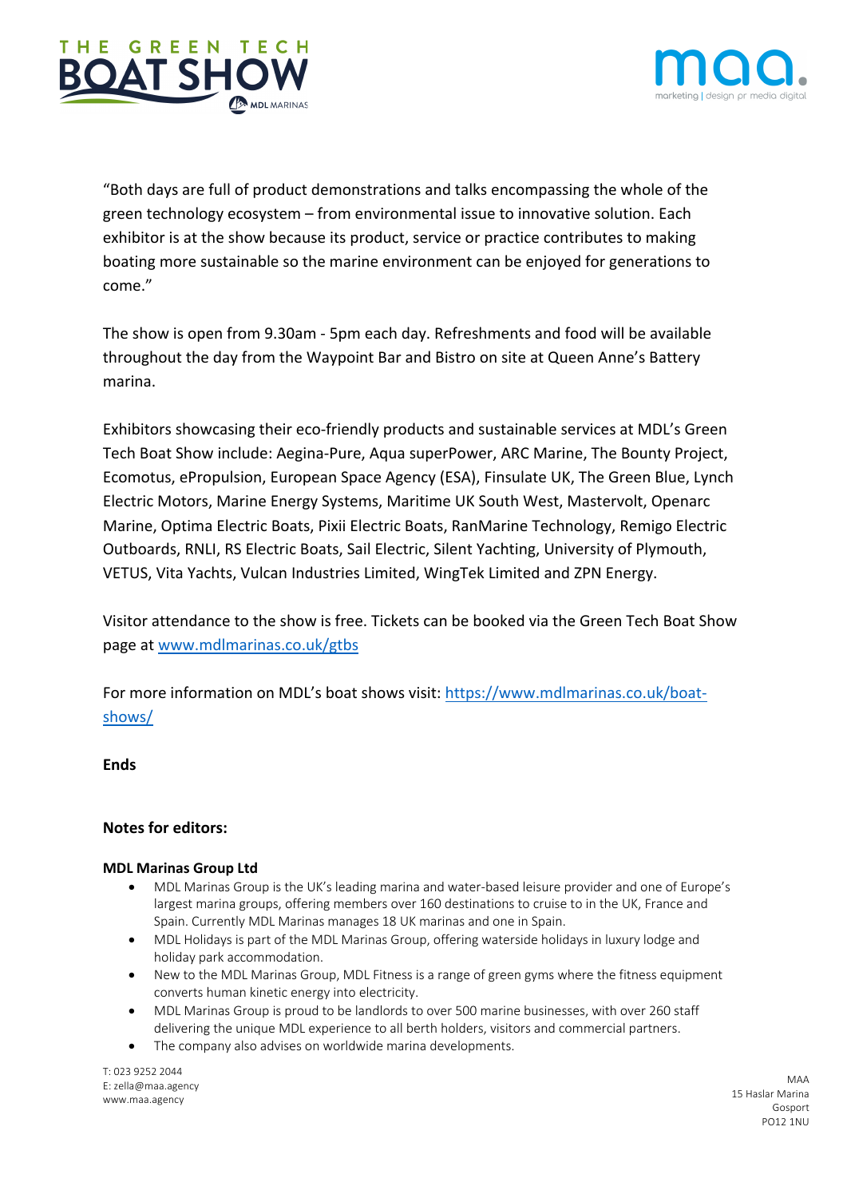"Both days are full of product demonstrations and talks encompassing the whole of the green technology ecosystem – from environmental issue to innovative solution. Each exhibitor is at the show because its product, service or practice contributes to making boating more sustainable so the marine environment can be enjoyed for generations to come."

The show is open from 9.30am - 5pm each day. Refreshments and food will be available throughout the day from the Waypoint Bar and Bistro on site at Queen Anne's Battery marina.

Exhibitors showcasing their eco-friendly products and sustainable services at MDL's Green Tech Boat Show include: Aegina-Pure, Aqua superPower, ARC Marine, The Bounty Project, Ecomotus, ePropulsion, European Space Agency (ESA), Finsulate UK, The Green Blue, Lynch Electric Motors, Marine Energy Systems, Maritime UK South West, Mastervolt, Openarc Marine, Optima Electric Boats, Pixii Electric Boats, RanMarine Technology, Remigo Electric Outboards, RNLI, RS Electric Boats, Sail Electric, Silent Yachting, University of Plymouth, VETUS, Vita Yachts, Vulcan Industries Limited, WingTek Limited and ZPN Energy.

Visitor attendance to the show is free. Tickets can be booked via the Green Tech Boat Show page at [www.mdlmarinas.co.uk/gtbs](www.mdlmarinas.co.uk/gtbs)

For more information on MDL's boat shows visit: [https://www.mdlmarinas.co.uk/boat-shows/](https://www.mdlmarinas.co.uk/boat-shows/)

**Ends**

**Notes for editors:**

**MDL Marinas Group Ltd**

- MDL Marinas Group is the UK's leading marina and water-based leisure provider and one of Europe's largest marina groups, offering members over 160 destinations to cruise to in the UK, France and Spain. Currently MDL Marinas manages 18 UK marinas and one in Spain.
- MDL Holidays is part of the MDL Marinas Group, offering waterside holidays in luxury lodge and holiday park accommodation.
- New to the MDL Marinas Group, MDL Fitness is a range of green gyms where the fitness equipment converts human kinetic energy into electricity.
- MDL Marinas Group is proud to be landlords to over 500 marine businesses, with over 260 staff delivering the unique MDL experience to all berth holders, visitors and commercial partners.
- The company also advises on worldwide marina developments.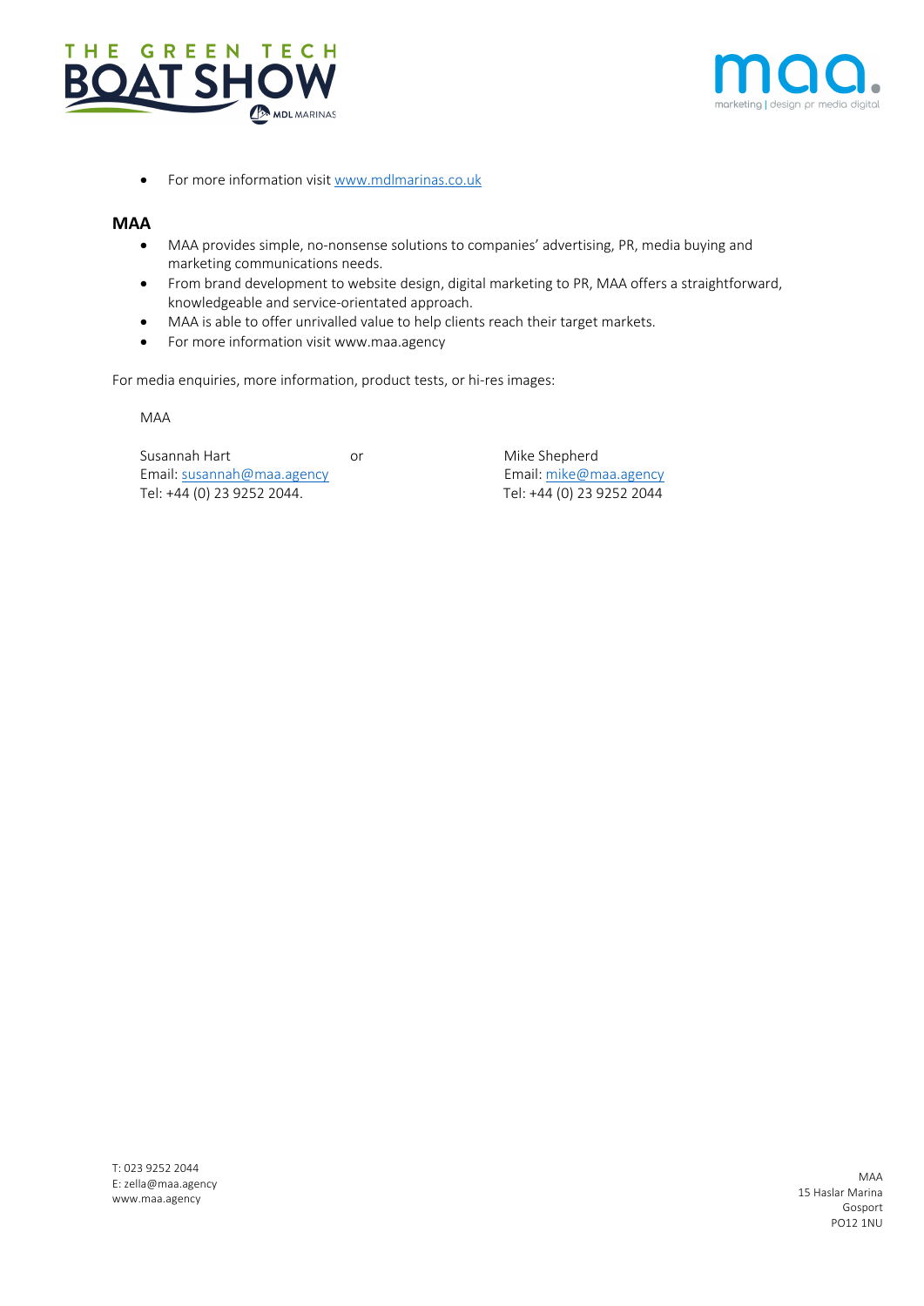- For more information visit www.mdlmarinas.co.uk

**MAA**

- MAA provides simple, no-nonsense solutions to companies' advertising, PR, media buying and marketing communications needs.
- From brand development to website design, digital marketing to PR, MAA offers a straightforward, knowledgeable and service-orientated approach.
- MAA is able to offer unrivalled value to help clients reach their target markets.
- For more information visit www.maa.agency

For media enquiries, more information, product tests, or hi-res images:

MAA

Susannah Hart
Email: susannah@maa.agency
Tel: +44 (0) 23 9252 2044.

or

Mike Shepherd
Email: mike@maa.agency
Tel: +44 (0) 23 9252 2044

T: 023 9252 2044
E: zella@maa.agency
www.maa.agency

MAA
15 Haslar Marina
Gosport
PO12 1NU